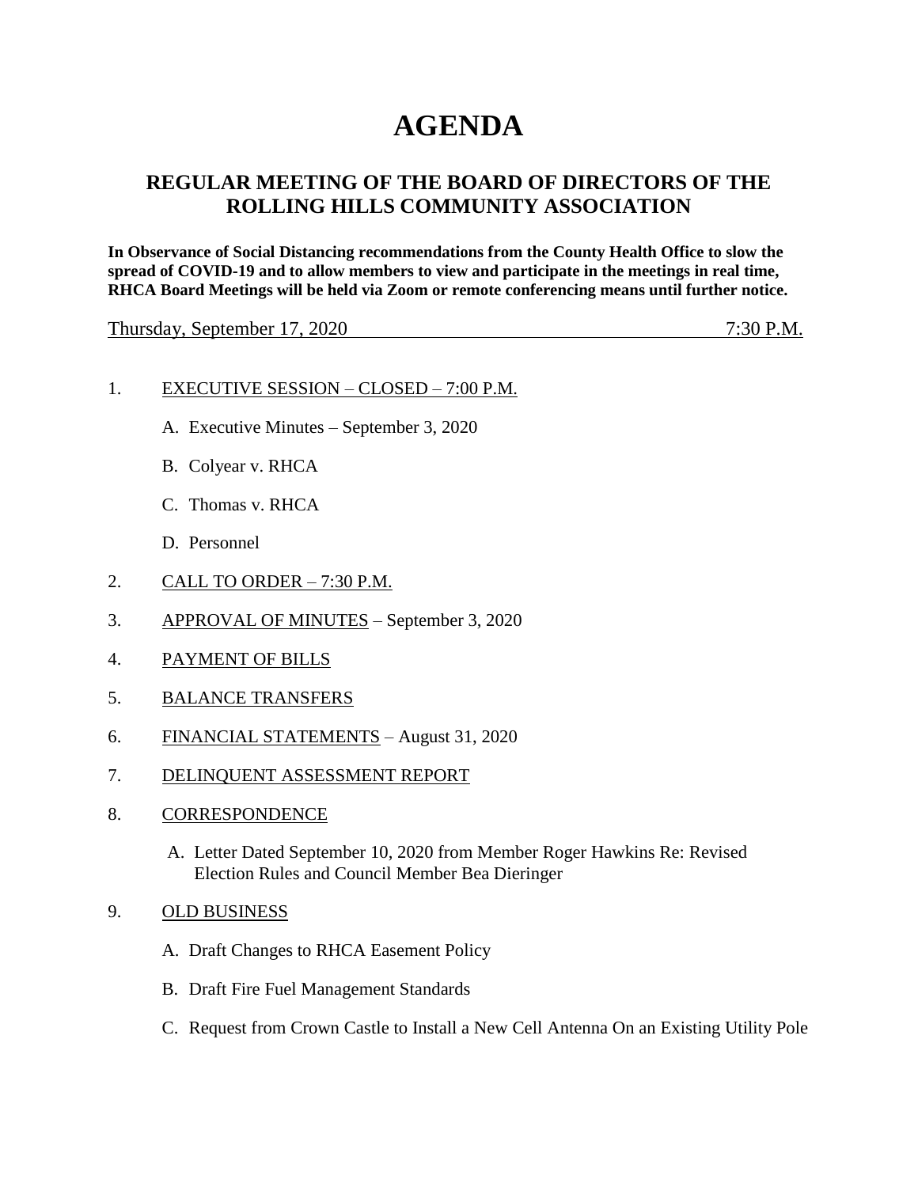# AGENDA

## REGULAR MEETING OF THE BOARD OF DIRECTORS OF THE ROLLING HILLS COMMUNITY ASSOCIATION

**In Observance of Social Distancing recommendations from the County Health Office to slow the spread of COVID-19 and to allow members to view and participate in the meetings in real time, RHCA Board Meetings will be held via Zoom or remote conferencing means until further notice.**

Thursday, September 17, 2020 7:30 P.M.

1. EXECUTIVE SESSION – CLOSED – 7:00 P.M.

   A. Executive Minutes – September 3, 2020

   B. Colyear v. RHCA

   C. Thomas v. RHCA

   D. Personnel

2. CALL TO ORDER – 7:30 P.M.

3. APPROVAL OF MINUTES – September 3, 2020

4. PAYMENT OF BILLS

5. BALANCE TRANSFERS

6. FINANCIAL STATEMENTS – August 31, 2020

7. DELINQUENT ASSESSMENT REPORT

8. CORRESPONDENCE

   A. Letter Dated September 10, 2020 from Member Roger Hawkins Re: Revised Election Rules and Council Member Bea Dieringer

9. OLD BUSINESS

   A. Draft Changes to RHCA Easement Policy

   B. Draft Fire Fuel Management Standards

   C. Request from Crown Castle to Install a New Cell Antenna On an Existing Utility Pole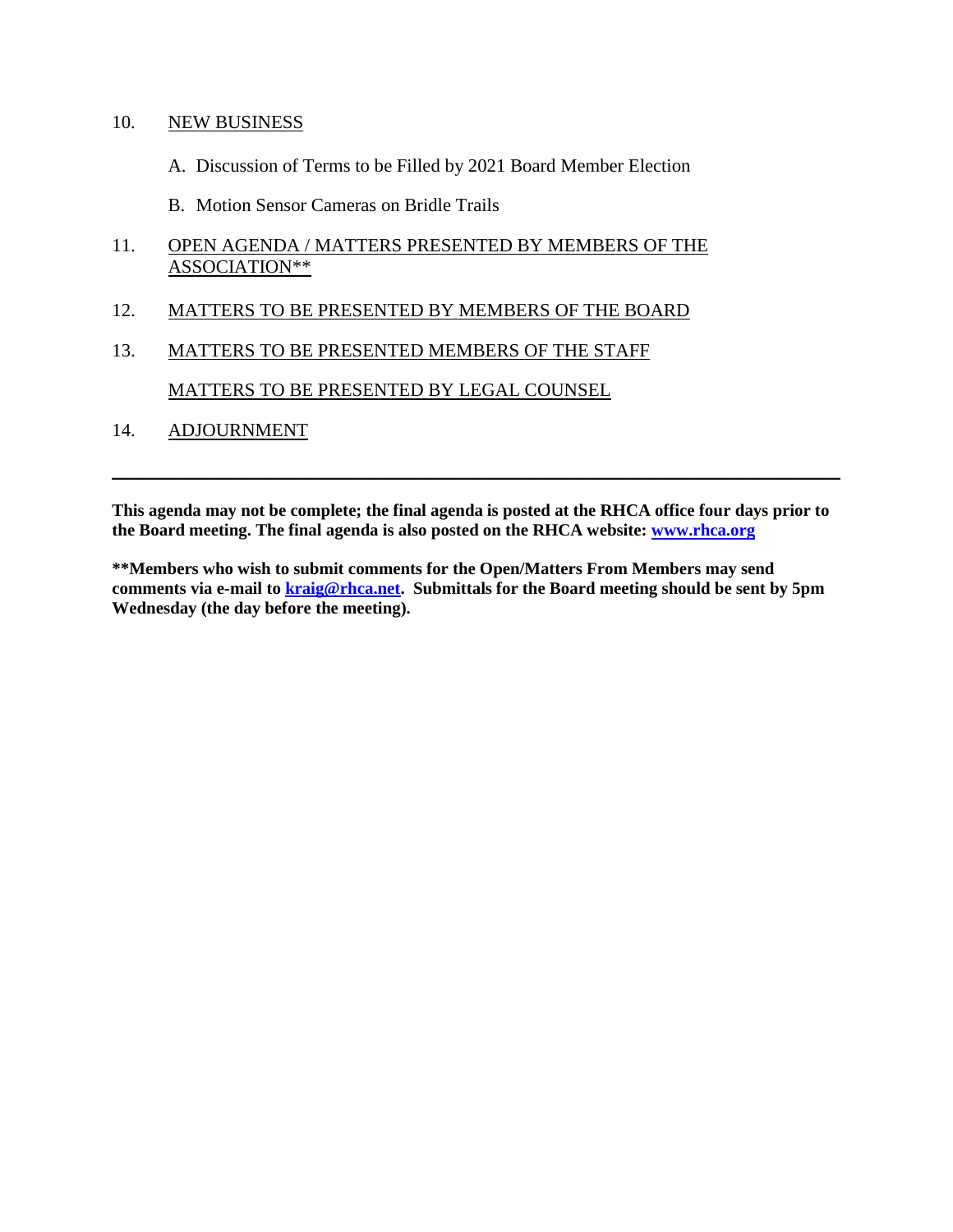10. <u>NEW BUSINESS</u>

    A. Discussion of Terms to be Filled by 2021 Board Member Election

    B. Motion Sensor Cameras on Bridle Trails

11. <u>OPEN AGENDA / MATTERS PRESENTED BY MEMBERS OF THE ASSOCIATION**</u>

12. <u>MATTERS TO BE PRESENTED BY MEMBERS OF THE BOARD</u>

13. <u>MATTERS TO BE PRESENTED MEMBERS OF THE STAFF</u>

    <u>MATTERS TO BE PRESENTED BY LEGAL COUNSEL</u>

14. <u>ADJOURNMENT</u>

---

**This agenda may not be complete; the final agenda is posted at the RHCA office four days prior to the Board meeting. The final agenda is also posted on the RHCA website: [www.rhca.org](http://www.rhca.org)**

****Members who wish to submit comments for the Open/Matters From Members may send comments via e-mail to [kraig@rhca.net](mailto:kraig@rhca.net). Submittals for the Board meeting should be sent by 5pm Wednesday (the day before the meeting).**